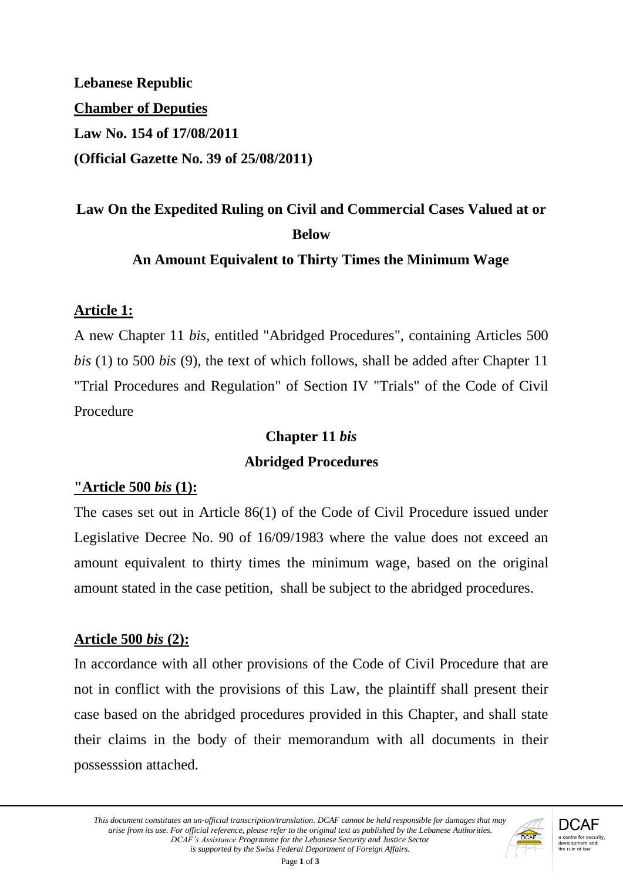**Lebanese Republic**

**Chamber of Deputies**

**Law No. 154 of 17/08/2011**

**(Official Gazette No. 39 of 25/08/2011)**

# Law On the Expedited Ruling on Civil and Commercial Cases Valued at or Below An Amount Equivalent to Thirty Times the Minimum Wage

## Article 1:

A new Chapter 11 *bis*, entitled "Abridged Procedures", containing Articles 500 *bis* (1) to 500 *bis* (9), the text of which follows, shall be added after Chapter 11 "Trial Procedures and Regulation" of Section IV "Trials" of the Code of Civil Procedure

### Chapter 11 *bis*

### Abridged Procedures

**"Article 500 *bis* (1):**

The cases set out in Article 86(1) of the Code of Civil Procedure issued under Legislative Decree No. 90 of 16/09/1983 where the value does not exceed an amount equivalent to thirty times the minimum wage, based on the original amount stated in the case petition, shall be subject to the abridged procedures.

**Article 500 *bis* (2):**

In accordance with all other provisions of the Code of Civil Procedure that are not in conflict with the provisions of this Law, the plaintiff shall present their case based on the abridged procedures provided in this Chapter, and shall state their claims in the body of their memorandum with all documents in their possesssion attached.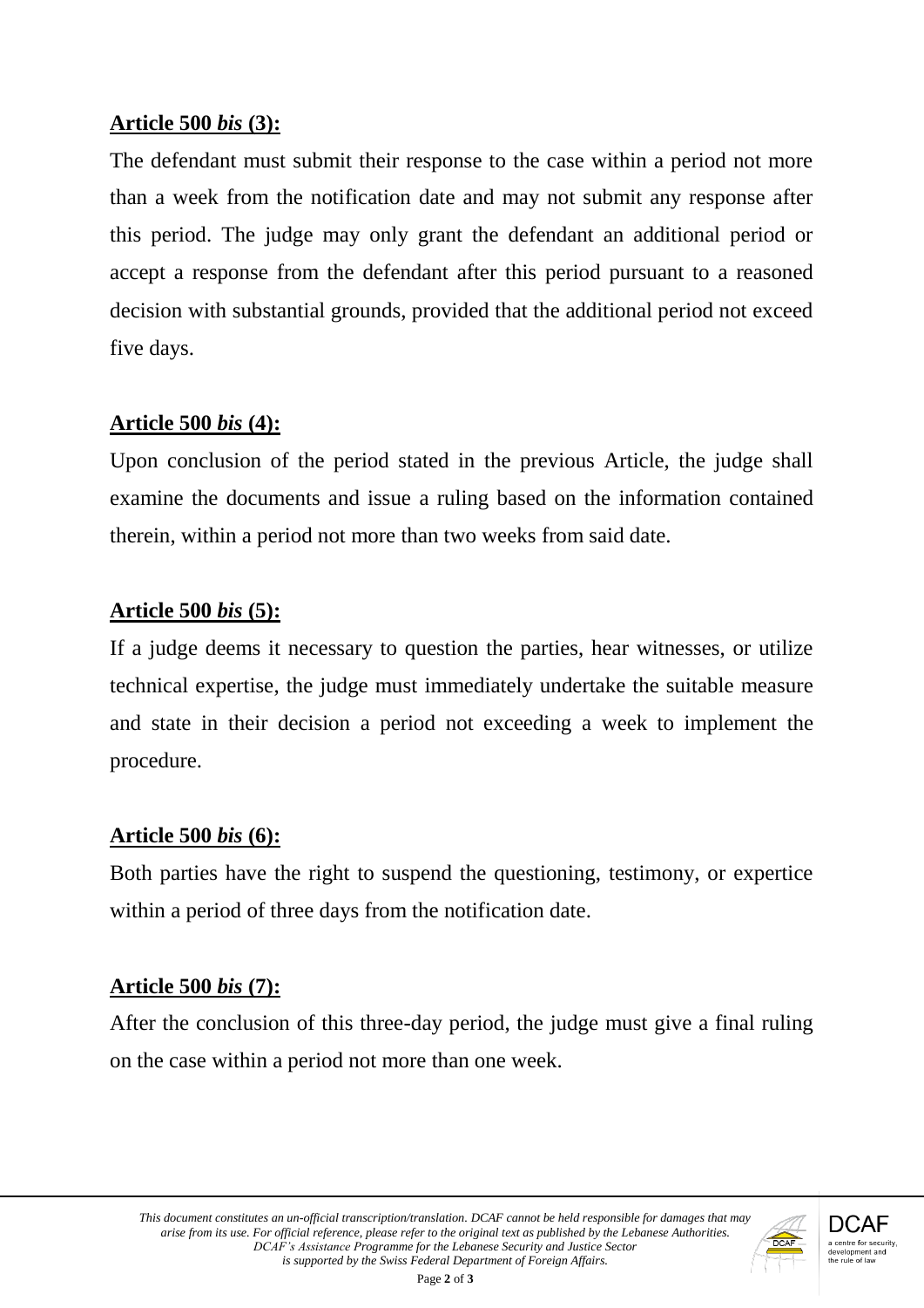**Article 500 *bis* (3):**

The defendant must submit their response to the case within a period not more than a week from the notification date and may not submit any response after this period. The judge may only grant the defendant an additional period or accept a response from the defendant after this period pursuant to a reasoned decision with substantial grounds, provided that the additional period not exceed five days.

**Article 500 *bis* (4):**

Upon conclusion of the period stated in the previous Article, the judge shall examine the documents and issue a ruling based on the information contained therein, within a period not more than two weeks from said date.

**Article 500 *bis* (5):**

If a judge deems it necessary to question the parties, hear witnesses, or utilize technical expertise, the judge must immediately undertake the suitable measure and state in their decision a period not exceeding a week to implement the procedure.

**Article 500 *bis* (6):**

Both parties have the right to suspend the questioning, testimony, or expertice within a period of three days from the notification date.

**Article 500 *bis* (7):**

After the conclusion of this three-day period, the judge must give a final ruling on the case within a period not more than one week.

*This document constitutes an un-official transcription/translation. DCAF cannot be held responsible for damages that may arise from its use. For official reference, please refer to the original text as published by the Lebanese Authorities. DCAF's Assistance Programme for the Lebanese Security and Justice Sector is supported by the Swiss Federal Department of Foreign Affairs.*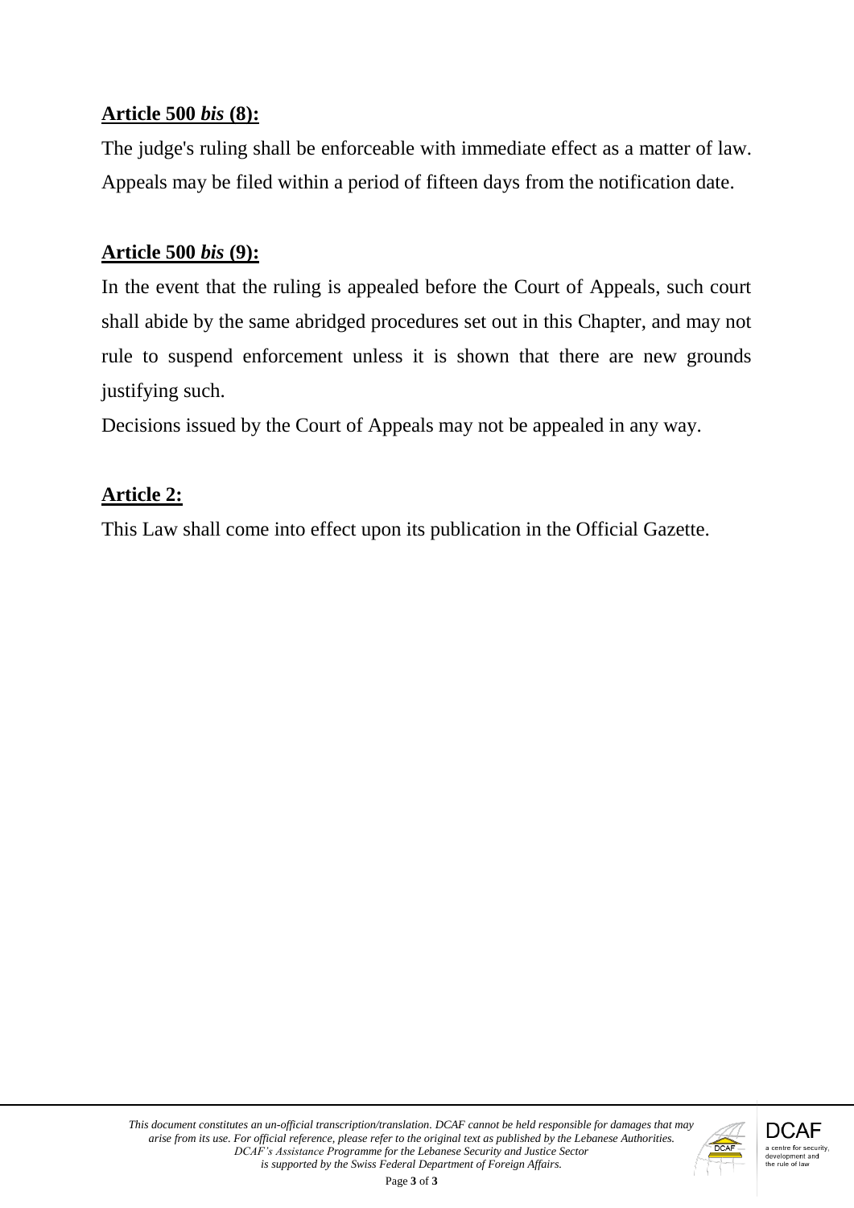**Article 500 *bis* (8):**

The judge's ruling shall be enforceable with immediate effect as a matter of law. Appeals may be filed within a period of fifteen days from the notification date.

**Article 500 *bis* (9):**

In the event that the ruling is appealed before the Court of Appeals, such court shall abide by the same abridged procedures set out in this Chapter, and may not rule to suspend enforcement unless it is shown that there are new grounds justifying such.

Decisions issued by the Court of Appeals may not be appealed in any way.

**Article 2:**

This Law shall come into effect upon its publication in the Official Gazette.